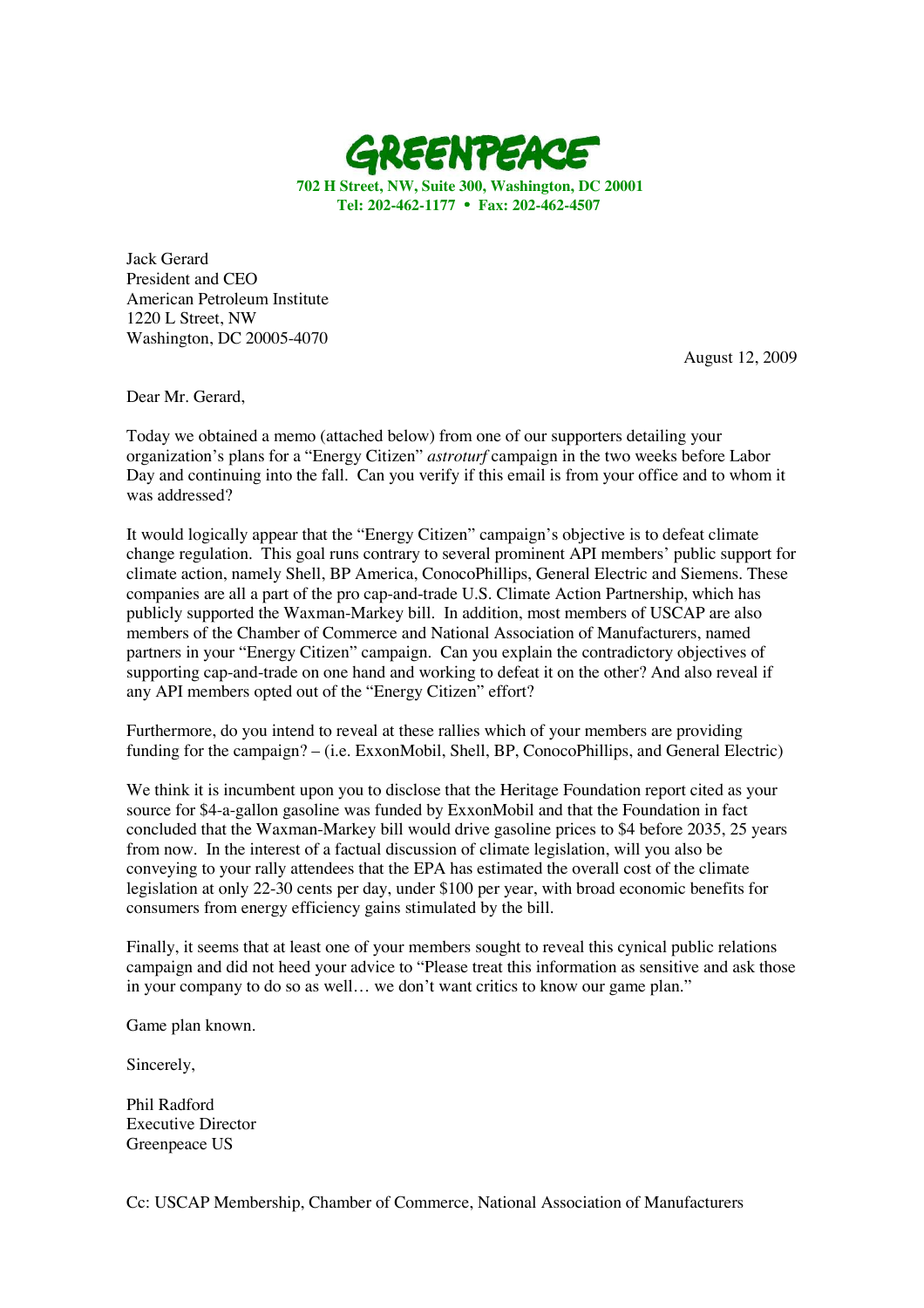# GREENPEACE

**702 H Street, NW, Suite 300, Washington, DC 20001**
**Tel: 202-462-1177 • Fax: 202-462-4507**

Jack Gerard
President and CEO
American Petroleum Institute
1220 L Street, NW
Washington, DC 20005-4070

August 12, 2009

Dear Mr. Gerard,

Today we obtained a memo (attached below) from one of our supporters detailing your organization's plans for a "Energy Citizen" *astroturf* campaign in the two weeks before Labor Day and continuing into the fall. Can you verify if this email is from your office and to whom it was addressed?

It would logically appear that the "Energy Citizen" campaign's objective is to defeat climate change regulation. This goal runs contrary to several prominent API members' public support for climate action, namely Shell, BP America, ConocoPhillips, General Electric and Siemens. These companies are all a part of the pro cap-and-trade U.S. Climate Action Partnership, which has publicly supported the Waxman-Markey bill. In addition, most members of USCAP are also members of the Chamber of Commerce and National Association of Manufacturers, named partners in your "Energy Citizen" campaign. Can you explain the contradictory objectives of supporting cap-and-trade on one hand and working to defeat it on the other? And also reveal if any API members opted out of the "Energy Citizen" effort?

Furthermore, do you intend to reveal at these rallies which of your members are providing funding for the campaign? – (i.e. ExxonMobil, Shell, BP, ConocoPhillips, and General Electric)

We think it is incumbent upon you to disclose that the Heritage Foundation report cited as your source for $4-a-gallon gasoline was funded by ExxonMobil and that the Foundation in fact concluded that the Waxman-Markey bill would drive gasoline prices to $4 before 2035, 25 years from now. In the interest of a factual discussion of climate legislation, will you also be conveying to your rally attendees that the EPA has estimated the overall cost of the climate legislation at only 22-30 cents per day, under $100 per year, with broad economic benefits for consumers from energy efficiency gains stimulated by the bill.

Finally, it seems that at least one of your members sought to reveal this cynical public relations campaign and did not heed your advice to "Please treat this information as sensitive and ask those in your company to do so as well… we don't want critics to know our game plan."

Game plan known.

Sincerely,

Phil Radford
Executive Director
Greenpeace US

Cc: USCAP Membership, Chamber of Commerce, National Association of Manufacturers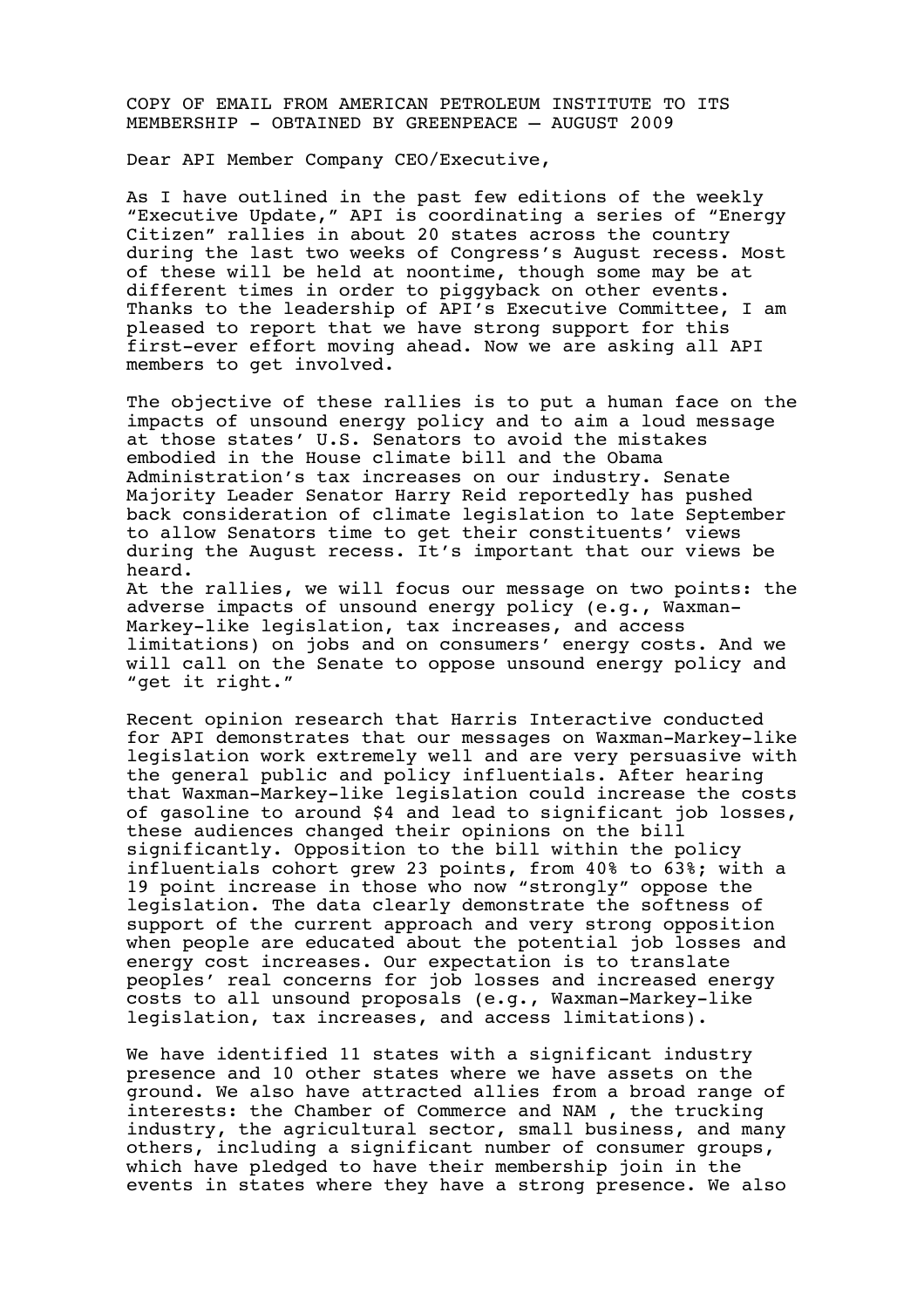COPY OF EMAIL FROM AMERICAN PETROLEUM INSTITUTE TO ITS MEMBERSHIP - OBTAINED BY GREENPEACE – AUGUST 2009

Dear API Member Company CEO/Executive,

As I have outlined in the past few editions of the weekly "Executive Update," API is coordinating a series of "Energy Citizen" rallies in about 20 states across the country during the last two weeks of Congress's August recess. Most of these will be held at noontime, though some may be at different times in order to piggyback on other events. Thanks to the leadership of API's Executive Committee, I am pleased to report that we have strong support for this first-ever effort moving ahead. Now we are asking all API members to get involved.

The objective of these rallies is to put a human face on the impacts of unsound energy policy and to aim a loud message at those states' U.S. Senators to avoid the mistakes embodied in the House climate bill and the Obama Administration's tax increases on our industry. Senate Majority Leader Senator Harry Reid reportedly has pushed back consideration of climate legislation to late September to allow Senators time to get their constituents' views during the August recess. It's important that our views be heard.

At the rallies, we will focus our message on two points: the adverse impacts of unsound energy policy (e.g., Waxman-Markey-like legislation, tax increases, and access limitations) on jobs and on consumers' energy costs. And we will call on the Senate to oppose unsound energy policy and "get it right."

Recent opinion research that Harris Interactive conducted for API demonstrates that our messages on Waxman-Markey-like legislation work extremely well and are very persuasive with the general public and policy influentials. After hearing that Waxman-Markey-like legislation could increase the costs of gasoline to around $4 and lead to significant job losses, these audiences changed their opinions on the bill significantly. Opposition to the bill within the policy influentials cohort grew 23 points, from 40% to 63%; with a 19 point increase in those who now "strongly" oppose the legislation. The data clearly demonstrate the softness of support of the current approach and very strong opposition when people are educated about the potential job losses and energy cost increases. Our expectation is to translate peoples' real concerns for job losses and increased energy costs to all unsound proposals (e.g., Waxman-Markey-like legislation, tax increases, and access limitations).

We have identified 11 states with a significant industry presence and 10 other states where we have assets on the ground. We also have attracted allies from a broad range of interests: the Chamber of Commerce and NAM , the trucking industry, the agricultural sector, small business, and many others, including a significant number of consumer groups, which have pledged to have their membership join in the events in states where they have a strong presence. We also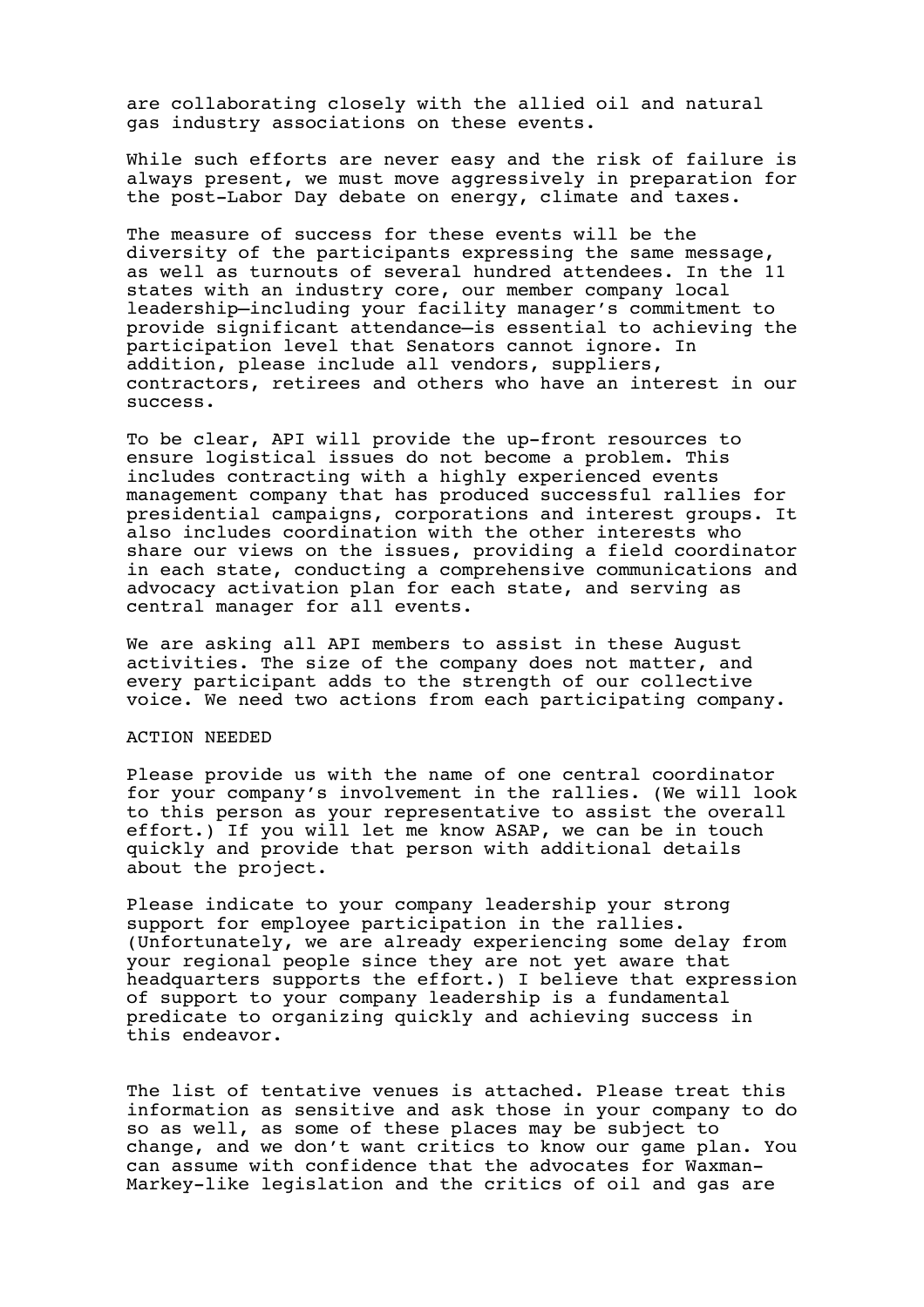are collaborating closely with the allied oil and natural gas industry associations on these events.

While such efforts are never easy and the risk of failure is always present, we must move aggressively in preparation for the post-Labor Day debate on energy, climate and taxes.

The measure of success for these events will be the diversity of the participants expressing the same message, as well as turnouts of several hundred attendees. In the 11 states with an industry core, our member company local leadership—including your facility manager's commitment to provide significant attendance—is essential to achieving the participation level that Senators cannot ignore. In addition, please include all vendors, suppliers, contractors, retirees and others who have an interest in our success.

To be clear, API will provide the up-front resources to ensure logistical issues do not become a problem. This includes contracting with a highly experienced events management company that has produced successful rallies for presidential campaigns, corporations and interest groups. It also includes coordination with the other interests who share our views on the issues, providing a field coordinator in each state, conducting a comprehensive communications and advocacy activation plan for each state, and serving as central manager for all events.

We are asking all API members to assist in these August activities. The size of the company does not matter, and every participant adds to the strength of our collective voice. We need two actions from each participating company.

ACTION NEEDED

Please provide us with the name of one central coordinator for your company's involvement in the rallies. (We will look to this person as your representative to assist the overall effort.) If you will let me know ASAP, we can be in touch quickly and provide that person with additional details about the project.

Please indicate to your company leadership your strong support for employee participation in the rallies. (Unfortunately, we are already experiencing some delay from your regional people since they are not yet aware that headquarters supports the effort.) I believe that expression of support to your company leadership is a fundamental predicate to organizing quickly and achieving success in this endeavor.

The list of tentative venues is attached. Please treat this information as sensitive and ask those in your company to do so as well, as some of these places may be subject to change, and we don't want critics to know our game plan. You can assume with confidence that the advocates for Waxman-Markey-like legislation and the critics of oil and gas are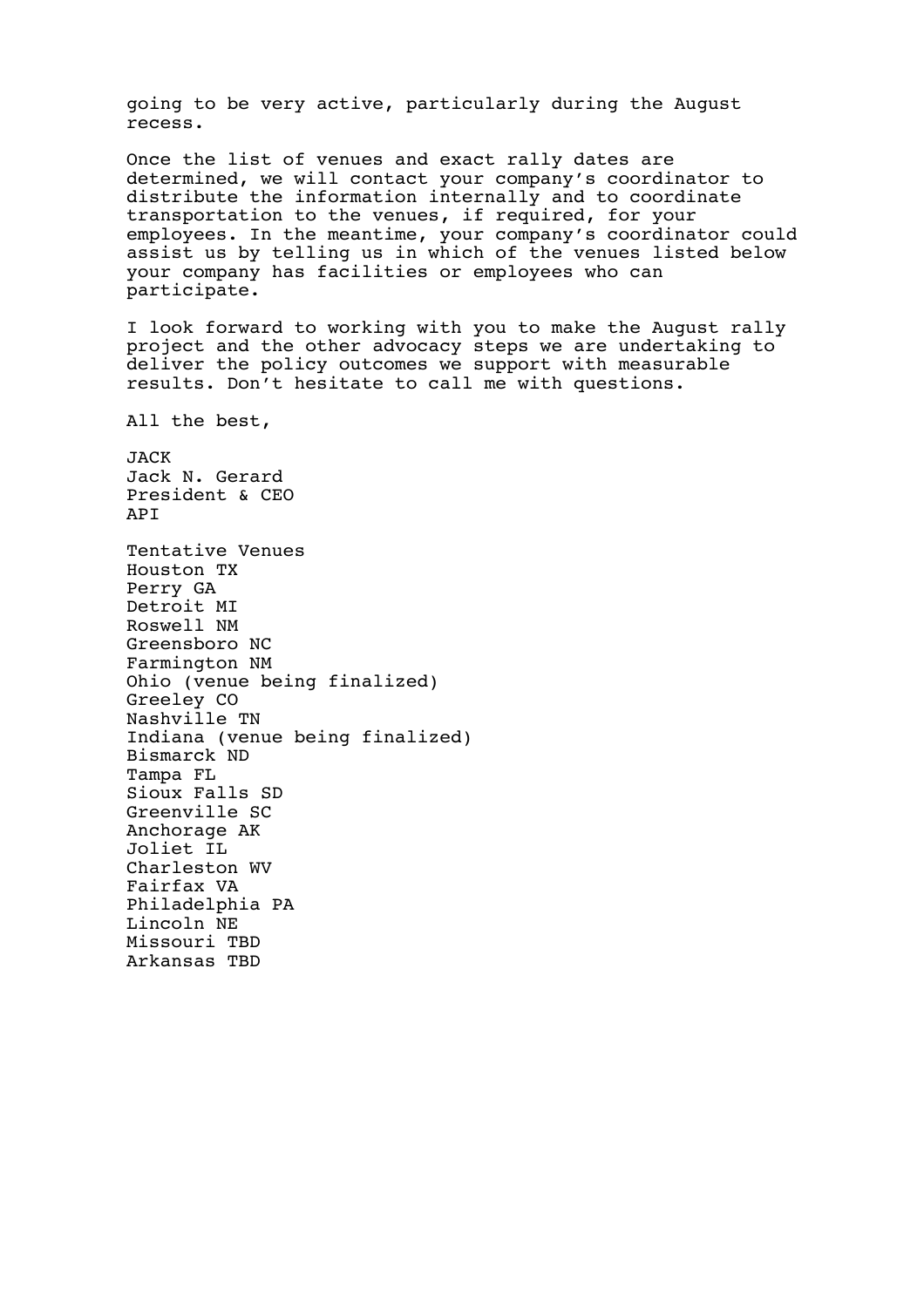going to be very active, particularly during the August recess.

Once the list of venues and exact rally dates are determined, we will contact your company's coordinator to distribute the information internally and to coordinate transportation to the venues, if required, for your employees. In the meantime, your company's coordinator could assist us by telling us in which of the venues listed below your company has facilities or employees who can participate.

I look forward to working with you to make the August rally project and the other advocacy steps we are undertaking to deliver the policy outcomes we support with measurable results. Don't hesitate to call me with questions.

All the best,

JACK
Jack N. Gerard
President & CEO
API

Tentative Venues
Houston TX
Perry GA
Detroit MI
Roswell NM
Greensboro NC
Farmington NM
Ohio (venue being finalized)
Greeley CO
Nashville TN
Indiana (venue being finalized)
Bismarck ND
Tampa FL
Sioux Falls SD
Greenville SC
Anchorage AK
Joliet IL
Charleston WV
Fairfax VA
Philadelphia PA
Lincoln NE
Missouri TBD
Arkansas TBD